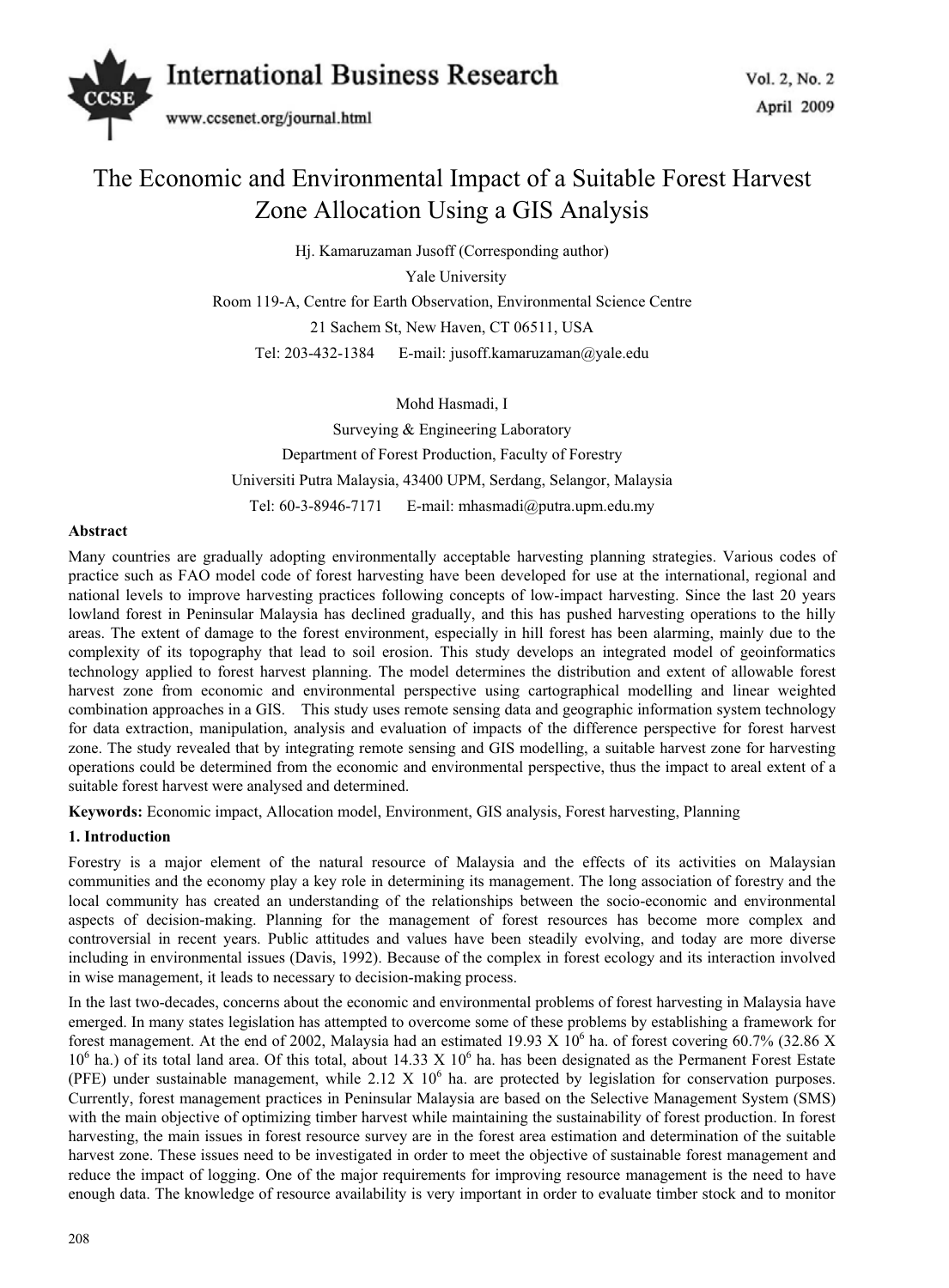# The Economic and Environmental Impact of a Suitable Forest Harvest Zone Allocation Using a GIS Analysis

Hj. Kamaruzaman Jusoff (Corresponding author)

Yale University

Room 119-A, Centre for Earth Observation, Environmental Science Centre

21 Sachem St, New Haven, CT 06511, USA

Tel: 203-432-1384 E-mail: jusoff.kamaruzaman@yale.edu

Mohd Hasmadi, I

Surveying & Engineering Laboratory

Department of Forest Production, Faculty of Forestry

Universiti Putra Malaysia, 43400 UPM, Serdang, Selangor, Malaysia

Tel: 60-3-8946-7171 E-mail: mhasmadi@putra.upm.edu.my

**Abstract**

Many countries are gradually adopting environmentally acceptable harvesting planning strategies. Various codes of practice such as FAO model code of forest harvesting have been developed for use at the international, regional and national levels to improve harvesting practices following concepts of low-impact harvesting. Since the last 20 years lowland forest in Peninsular Malaysia has declined gradually, and this has pushed harvesting operations to the hilly areas. The extent of damage to the forest environment, especially in hill forest has been alarming, mainly due to the complexity of its topography that lead to soil erosion. This study develops an integrated model of geoinformatics technology applied to forest harvest planning. The model determines the distribution and extent of allowable forest harvest zone from economic and environmental perspective using cartographical modelling and linear weighted combination approaches in a GIS. This study uses remote sensing data and geographic information system technology for data extraction, manipulation, analysis and evaluation of impacts of the difference perspective for forest harvest zone. The study revealed that by integrating remote sensing and GIS modelling, a suitable harvest zone for harvesting operations could be determined from the economic and environmental perspective, thus the impact to areal extent of a suitable forest harvest were analysed and determined.

**Keywords:** Economic impact, Allocation model, Environment, GIS analysis, Forest harvesting, Planning

## 1. Introduction

Forestry is a major element of the natural resource of Malaysia and the effects of its activities on Malaysian communities and the economy play a key role in determining its management. The long association of forestry and the local community has created an understanding of the relationships between the socio-economic and environmental aspects of decision-making. Planning for the management of forest resources has become more complex and controversial in recent years. Public attitudes and values have been steadily evolving, and today are more diverse including in environmental issues (Davis, 1992). Because of the complex in forest ecology and its interaction involved in wise management, it leads to necessary to decision-making process.

In the last two-decades, concerns about the economic and environmental problems of forest harvesting in Malaysia have emerged. In many states legislation has attempted to overcome some of these problems by establishing a framework for forest management. At the end of 2002, Malaysia had an estimated $19.93 \times 10^6$ ha. of forest covering 60.7% ($32.86 \times 10^6$ ha.) of its total land area. Of this total, about $14.33 \times 10^6$ ha. has been designated as the Permanent Forest Estate (PFE) under sustainable management, while $2.12 \times 10^6$ ha. are protected by legislation for conservation purposes. Currently, forest management practices in Peninsular Malaysia are based on the Selective Management System (SMS) with the main objective of optimizing timber harvest while maintaining the sustainability of forest production. In forest harvesting, the main issues in forest resource survey are in the forest area estimation and determination of the suitable harvest zone. These issues need to be investigated in order to meet the objective of sustainable forest management and reduce the impact of logging. One of the major requirements for improving resource management is the need to have enough data. The knowledge of resource availability is very important in order to evaluate timber stock and to monitor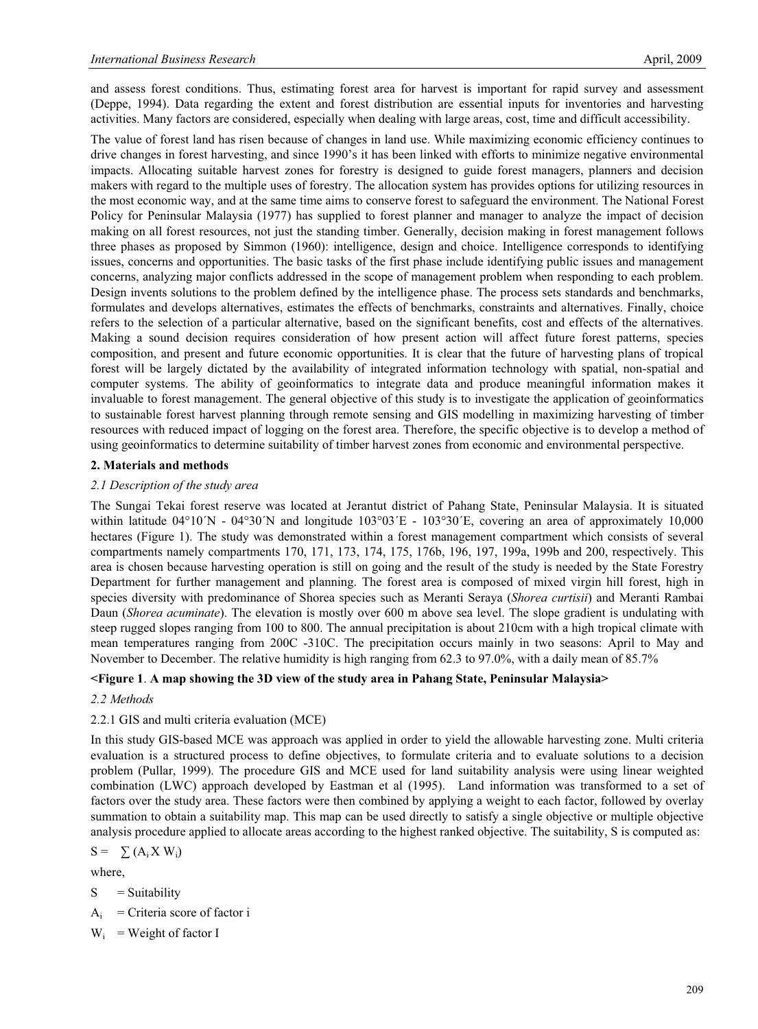and assess forest conditions. Thus, estimating forest area for harvest is important for rapid survey and assessment (Deppe, 1994). Data regarding the extent and forest distribution are essential inputs for inventories and harvesting activities. Many factors are considered, especially when dealing with large areas, cost, time and difficult accessibility.

The value of forest land has risen because of changes in land use. While maximizing economic efficiency continues to drive changes in forest harvesting, and since 1990's it has been linked with efforts to minimize negative environmental impacts. Allocating suitable harvest zones for forestry is designed to guide forest managers, planners and decision makers with regard to the multiple uses of forestry. The allocation system has provides options for utilizing resources in the most economic way, and at the same time aims to conserve forest to safeguard the environment. The National Forest Policy for Peninsular Malaysia (1977) has supplied to forest planner and manager to analyze the impact of decision making on all forest resources, not just the standing timber. Generally, decision making in forest management follows three phases as proposed by Simmon (1960): intelligence, design and choice. Intelligence corresponds to identifying issues, concerns and opportunities. The basic tasks of the first phase include identifying public issues and management concerns, analyzing major conflicts addressed in the scope of management problem when responding to each problem. Design invents solutions to the problem defined by the intelligence phase. The process sets standards and benchmarks, formulates and develops alternatives, estimates the effects of benchmarks, constraints and alternatives. Finally, choice refers to the selection of a particular alternative, based on the significant benefits, cost and effects of the alternatives. Making a sound decision requires consideration of how present action will affect future forest patterns, species composition, and present and future economic opportunities. It is clear that the future of harvesting plans of tropical forest will be largely dictated by the availability of integrated information technology with spatial, non-spatial and computer systems. The ability of geoinformatics to integrate data and produce meaningful information makes it invaluable to forest management. The general objective of this study is to investigate the application of geoinformatics to sustainable forest harvest planning through remote sensing and GIS modelling in maximizing harvesting of timber resources with reduced impact of logging on the forest area. Therefore, the specific objective is to develop a method of using geoinformatics to determine suitability of timber harvest zones from economic and environmental perspective.

## 2. Materials and methods

### *2.1 Description of the study area*

The Sungai Tekai forest reserve was located at Jerantut district of Pahang State, Peninsular Malaysia. It is situated within latitude 04°10´N - 04°30´N and longitude 103°03´E - 103°30´E, covering an area of approximately 10,000 hectares (Figure 1). The study was demonstrated within a forest management compartment which consists of several compartments namely compartments 170, 171, 173, 174, 175, 176b, 196, 197, 199a, 199b and 200, respectively. This area is chosen because harvesting operation is still on going and the result of the study is needed by the State Forestry Department for further management and planning. The forest area is composed of mixed virgin hill forest, high in species diversity with predominance of Shorea species such as Meranti Seraya (*Shorea curtisii*) and Meranti Rambai Daun (*Shorea acuminate*). The elevation is mostly over 600 m above sea level. The slope gradient is undulating with steep rugged slopes ranging from 100 to 800. The annual precipitation is about 210cm with a high tropical climate with mean temperatures ranging from 200C -310C. The precipitation occurs mainly in two seasons: April to May and November to December. The relative humidity is high ranging from 62.3 to 97.0%, with a daily mean of 85.7%

**<Figure 1. A map showing the 3D view of the study area in Pahang State, Peninsular Malaysia>**

### *2.2 Methods*

#### 2.2.1 GIS and multi criteria evaluation (MCE)

In this study GIS-based MCE was approach was applied in order to yield the allowable harvesting zone. Multi criteria evaluation is a structured process to define objectives, to formulate criteria and to evaluate solutions to a decision problem (Pullar, 1999). The procedure GIS and MCE used for land suitability analysis were using linear weighted combination (LWC) approach developed by Eastman et al (1995). Land information was transformed to a set of factors over the study area. These factors were then combined by applying a weight to each factor, followed by overlay summation to obtain a suitability map. This map can be used directly to satisfy a single objective or multiple objective analysis procedure applied to allocate areas according to the highest ranked objective. The suitability, S is computed as:

$$S = \sum (A_i \times W_i)$$

where,

$S$ = Suitability

$A_i$ = Criteria score of factor i

$W_i$ = Weight of factor I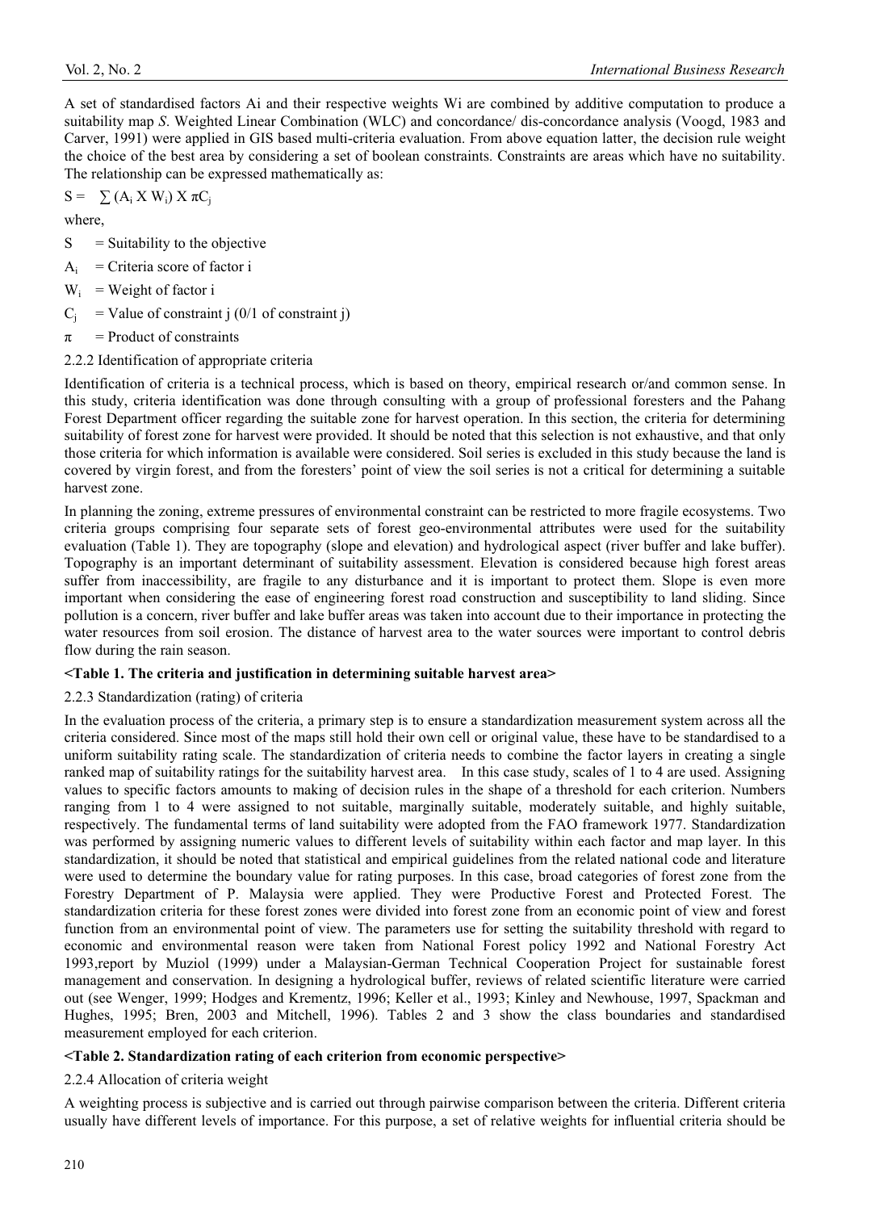A set of standardised factors Ai and their respective weights Wi are combined by additive computation to produce a suitability map *S*. Weighted Linear Combination (WLC) and concordance/ dis-concordance analysis (Voogd, 1983 and Carver, 1991) were applied in GIS based multi-criteria evaluation. From above equation latter, the decision rule weight the choice of the best area by considering a set of boolean constraints. Constraints are areas which have no suitability. The relationship can be expressed mathematically as:

$$S = \sum (A_i \times W_i) \times \pi C_j$$

where,

$S$ = Suitability to the objective

$A_i$ = Criteria score of factor i

$W_i$ = Weight of factor i

$C_j$ = Value of constraint j (0/1 of constraint j)

$\pi$ = Product of constraints

### 2.2.2 Identification of appropriate criteria

Identification of criteria is a technical process, which is based on theory, empirical research or/and common sense. In this study, criteria identification was done through consulting with a group of professional foresters and the Pahang Forest Department officer regarding the suitable zone for harvest operation. In this section, the criteria for determining suitability of forest zone for harvest were provided. It should be noted that this selection is not exhaustive, and that only those criteria for which information is available were considered. Soil series is excluded in this study because the land is covered by virgin forest, and from the foresters' point of view the soil series is not a critical for determining a suitable harvest zone.

In planning the zoning, extreme pressures of environmental constraint can be restricted to more fragile ecosystems. Two criteria groups comprising four separate sets of forest geo-environmental attributes were used for the suitability evaluation (Table 1). They are topography (slope and elevation) and hydrological aspect (river buffer and lake buffer). Topography is an important determinant of suitability assessment. Elevation is considered because high forest areas suffer from inaccessibility, are fragile to any disturbance and it is important to protect them. Slope is even more important when considering the ease of engineering forest road construction and susceptibility to land sliding. Since pollution is a concern, river buffer and lake buffer areas was taken into account due to their importance in protecting the water resources from soil erosion. The distance of harvest area to the water sources were important to control debris flow during the rain season.

**<Table 1. The criteria and justification in determining suitable harvest area>**

### 2.2.3 Standardization (rating) of criteria

In the evaluation process of the criteria, a primary step is to ensure a standardization measurement system across all the criteria considered. Since most of the maps still hold their own cell or original value, these have to be standardised to a uniform suitability rating scale. The standardization of criteria needs to combine the factor layers in creating a single ranked map of suitability ratings for the suitability harvest area. In this case study, scales of 1 to 4 are used. Assigning values to specific factors amounts to making of decision rules in the shape of a threshold for each criterion. Numbers ranging from 1 to 4 were assigned to not suitable, marginally suitable, moderately suitable, and highly suitable, respectively. The fundamental terms of land suitability were adopted from the FAO framework 1977. Standardization was performed by assigning numeric values to different levels of suitability within each factor and map layer. In this standardization, it should be noted that statistical and empirical guidelines from the related national code and literature were used to determine the boundary value for rating purposes. In this case, broad categories of forest zone from the Forestry Department of P. Malaysia were applied. They were Productive Forest and Protected Forest. The standardization criteria for these forest zones were divided into forest zone from an economic point of view and forest function from an environmental point of view. The parameters use for setting the suitability threshold with regard to economic and environmental reason were taken from National Forest policy 1992 and National Forestry Act 1993,report by Muziol (1999) under a Malaysian-German Technical Cooperation Project for sustainable forest management and conservation. In designing a hydrological buffer, reviews of related scientific literature were carried out (see Wenger, 1999; Hodges and Krementz, 1996; Keller et al., 1993; Kinley and Newhouse, 1997, Spackman and Hughes, 1995; Bren, 2003 and Mitchell, 1996). Tables 2 and 3 show the class boundaries and standardised measurement employed for each criterion.

**<Table 2. Standardization rating of each criterion from economic perspective>**

### 2.2.4 Allocation of criteria weight

A weighting process is subjective and is carried out through pairwise comparison between the criteria. Different criteria usually have different levels of importance. For this purpose, a set of relative weights for influential criteria should be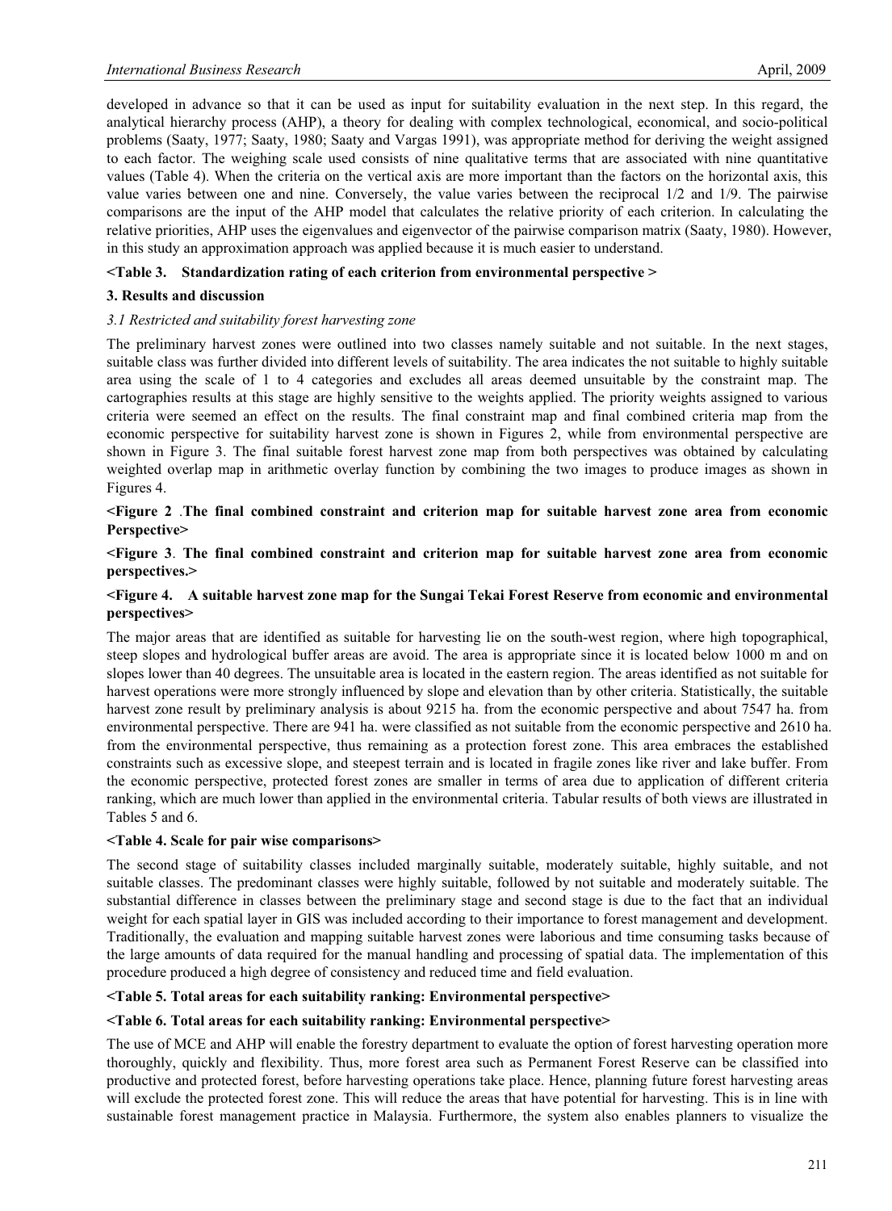developed in advance so that it can be used as input for suitability evaluation in the next step. In this regard, the analytical hierarchy process (AHP), a theory for dealing with complex technological, economical, and socio-political problems (Saaty, 1977; Saaty, 1980; Saaty and Vargas 1991), was appropriate method for deriving the weight assigned to each factor. The weighing scale used consists of nine qualitative terms that are associated with nine quantitative values (Table 4). When the criteria on the vertical axis are more important than the factors on the horizontal axis, this value varies between one and nine. Conversely, the value varies between the reciprocal 1/2 and 1/9. The pairwise comparisons are the input of the AHP model that calculates the relative priority of each criterion. In calculating the relative priorities, AHP uses the eigenvalues and eigenvector of the pairwise comparison matrix (Saaty, 1980). However, in this study an approximation approach was applied because it is much easier to understand.

**<Table 3. Standardization rating of each criterion from environmental perspective >**

## 3. Results and discussion

### *3.1 Restricted and suitability forest harvesting zone*

The preliminary harvest zones were outlined into two classes namely suitable and not suitable. In the next stages, suitable class was further divided into different levels of suitability. The area indicates the not suitable to highly suitable area using the scale of 1 to 4 categories and excludes all areas deemed unsuitable by the constraint map. The cartographies results at this stage are highly sensitive to the weights applied. The priority weights assigned to various criteria were seemed an effect on the results. The final constraint map and final combined criteria map from the economic perspective for suitability harvest zone is shown in Figures 2, while from environmental perspective are shown in Figure 3. The final suitable forest harvest zone map from both perspectives was obtained by calculating weighted overlap map in arithmetic overlay function by combining the two images to produce images as shown in Figures 4.

**<Figure 2 .The final combined constraint and criterion map for suitable harvest zone area from economic Perspective>**

**<Figure 3. The final combined constraint and criterion map for suitable harvest zone area from economic perspectives.>**

**<Figure 4. A suitable harvest zone map for the Sungai Tekai Forest Reserve from economic and environmental perspectives>**

The major areas that are identified as suitable for harvesting lie on the south-west region, where high topographical, steep slopes and hydrological buffer areas are avoid. The area is appropriate since it is located below 1000 m and on slopes lower than 40 degrees. The unsuitable area is located in the eastern region. The areas identified as not suitable for harvest operations were more strongly influenced by slope and elevation than by other criteria. Statistically, the suitable harvest zone result by preliminary analysis is about 9215 ha. from the economic perspective and about 7547 ha. from environmental perspective. There are 941 ha. were classified as not suitable from the economic perspective and 2610 ha. from the environmental perspective, thus remaining as a protection forest zone. This area embraces the established constraints such as excessive slope, and steepest terrain and is located in fragile zones like river and lake buffer. From the economic perspective, protected forest zones are smaller in terms of area due to application of different criteria ranking, which are much lower than applied in the environmental criteria. Tabular results of both views are illustrated in Tables 5 and 6.

**<Table 4. Scale for pair wise comparisons>**

The second stage of suitability classes included marginally suitable, moderately suitable, highly suitable, and not suitable classes. The predominant classes were highly suitable, followed by not suitable and moderately suitable. The substantial difference in classes between the preliminary stage and second stage is due to the fact that an individual weight for each spatial layer in GIS was included according to their importance to forest management and development. Traditionally, the evaluation and mapping suitable harvest zones were laborious and time consuming tasks because of the large amounts of data required for the manual handling and processing of spatial data. The implementation of this procedure produced a high degree of consistency and reduced time and field evaluation.

**<Table 5. Total areas for each suitability ranking: Environmental perspective>**

**<Table 6. Total areas for each suitability ranking: Environmental perspective>**

The use of MCE and AHP will enable the forestry department to evaluate the option of forest harvesting operation more thoroughly, quickly and flexibility. Thus, more forest area such as Permanent Forest Reserve can be classified into productive and protected forest, before harvesting operations take place. Hence, planning future forest harvesting areas will exclude the protected forest zone. This will reduce the areas that have potential for harvesting. This is in line with sustainable forest management practice in Malaysia. Furthermore, the system also enables planners to visualize the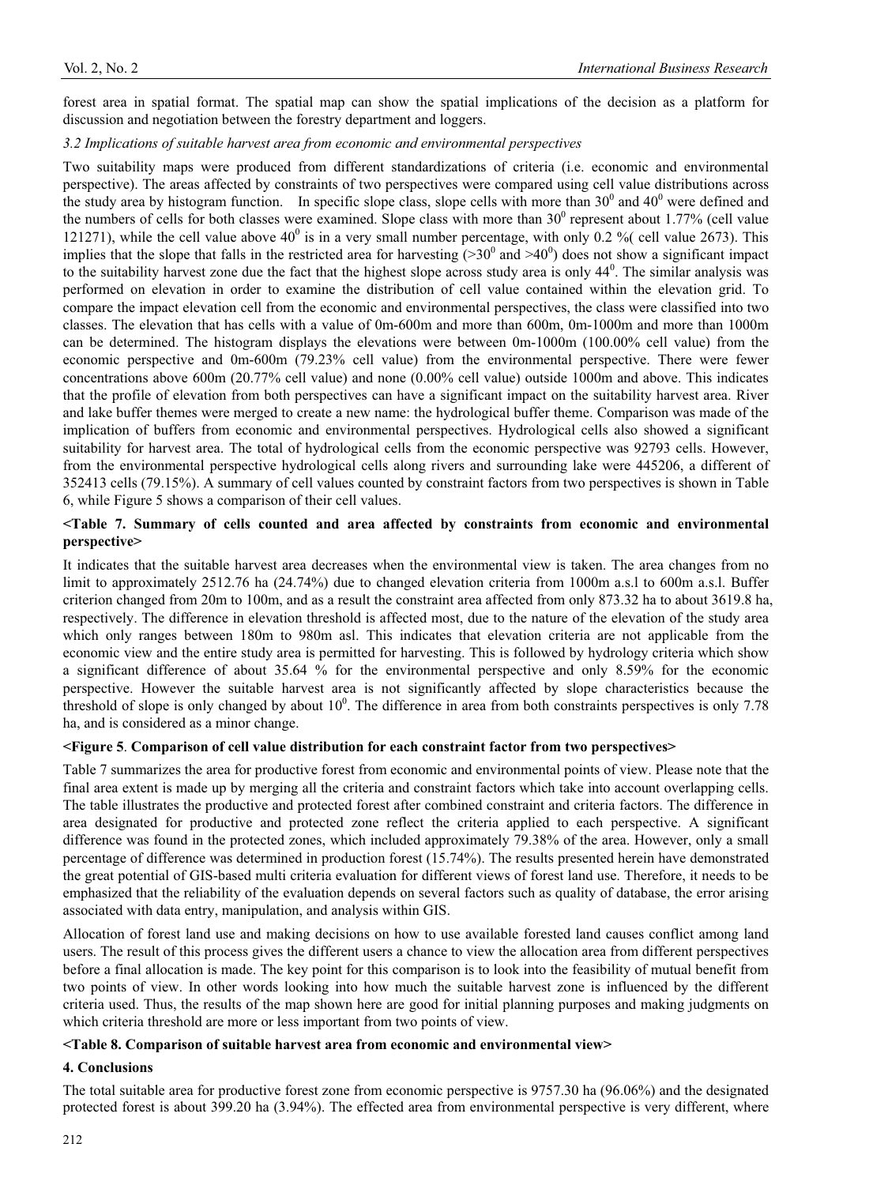forest area in spatial format. The spatial map can show the spatial implications of the decision as a platform for discussion and negotiation between the forestry department and loggers.

### *3.2 Implications of suitable harvest area from economic and environmental perspectives*

Two suitability maps were produced from different standardizations of criteria (i.e. economic and environmental perspective). The areas affected by constraints of two perspectives were compared using cell value distributions across the study area by histogram function. In specific slope class, slope cells with more than $30^0$ and $40^0$ were defined and the numbers of cells for both classes were examined. Slope class with more than $30^0$ represent about 1.77% (cell value 121271), while the cell value above $40^0$ is in a very small number percentage, with only 0.2 %( cell value 2673). This implies that the slope that falls in the restricted area for harvesting (>$30^0$ and >$40^0$) does not show a significant impact to the suitability harvest zone due the fact that the highest slope across study area is only $44^0$. The similar analysis was performed on elevation in order to examine the distribution of cell value contained within the elevation grid. To compare the impact elevation cell from the economic and environmental perspectives, the class were classified into two classes. The elevation that has cells with a value of 0m-600m and more than 600m, 0m-1000m and more than 1000m can be determined. The histogram displays the elevations were between 0m-1000m (100.00% cell value) from the economic perspective and 0m-600m (79.23% cell value) from the environmental perspective. There were fewer concentrations above 600m (20.77% cell value) and none (0.00% cell value) outside 1000m and above. This indicates that the profile of elevation from both perspectives can have a significant impact on the suitability harvest area. River and lake buffer themes were merged to create a new name: the hydrological buffer theme. Comparison was made of the implication of buffers from economic and environmental perspectives. Hydrological cells also showed a significant suitability for harvest area. The total of hydrological cells from the economic perspective was 92793 cells. However, from the environmental perspective hydrological cells along rivers and surrounding lake were 445206, a different of 352413 cells (79.15%). A summary of cell values counted by constraint factors from two perspectives is shown in Table 6, while Figure 5 shows a comparison of their cell values.

**<Table 7. Summary of cells counted and area affected by constraints from economic and environmental perspective>**

It indicates that the suitable harvest area decreases when the environmental view is taken. The area changes from no limit to approximately 2512.76 ha (24.74%) due to changed elevation criteria from 1000m a.s.l to 600m a.s.l. Buffer criterion changed from 20m to 100m, and as a result the constraint area affected from only 873.32 ha to about 3619.8 ha, respectively. The difference in elevation threshold is affected most, due to the nature of the elevation of the study area which only ranges between 180m to 980m asl. This indicates that elevation criteria are not applicable from the economic view and the entire study area is permitted for harvesting. This is followed by hydrology criteria which show a significant difference of about 35.64 % for the environmental perspective and only 8.59% for the economic perspective. However the suitable harvest area is not significantly affected by slope characteristics because the threshold of slope is only changed by about $10^0$. The difference in area from both constraints perspectives is only 7.78 ha, and is considered as a minor change.

**<Figure 5. Comparison of cell value distribution for each constraint factor from two perspectives>**

Table 7 summarizes the area for productive forest from economic and environmental points of view. Please note that the final area extent is made up by merging all the criteria and constraint factors which take into account overlapping cells. The table illustrates the productive and protected forest after combined constraint and criteria factors. The difference in area designated for productive and protected zone reflect the criteria applied to each perspective. A significant difference was found in the protected zones, which included approximately 79.38% of the area. However, only a small percentage of difference was determined in production forest (15.74%). The results presented herein have demonstrated the great potential of GIS-based multi criteria evaluation for different views of forest land use. Therefore, it needs to be emphasized that the reliability of the evaluation depends on several factors such as quality of database, the error arising associated with data entry, manipulation, and analysis within GIS.

Allocation of forest land use and making decisions on how to use available forested land causes conflict among land users. The result of this process gives the different users a chance to view the allocation area from different perspectives before a final allocation is made. The key point for this comparison is to look into the feasibility of mutual benefit from two points of view. In other words looking into how much the suitable harvest zone is influenced by the different criteria used. Thus, the results of the map shown here are good for initial planning purposes and making judgments on which criteria threshold are more or less important from two points of view.

**<Table 8. Comparison of suitable harvest area from economic and environmental view>**

## 4. Conclusions

The total suitable area for productive forest zone from economic perspective is 9757.30 ha (96.06%) and the designated protected forest is about 399.20 ha (3.94%). The effected area from environmental perspective is very different, where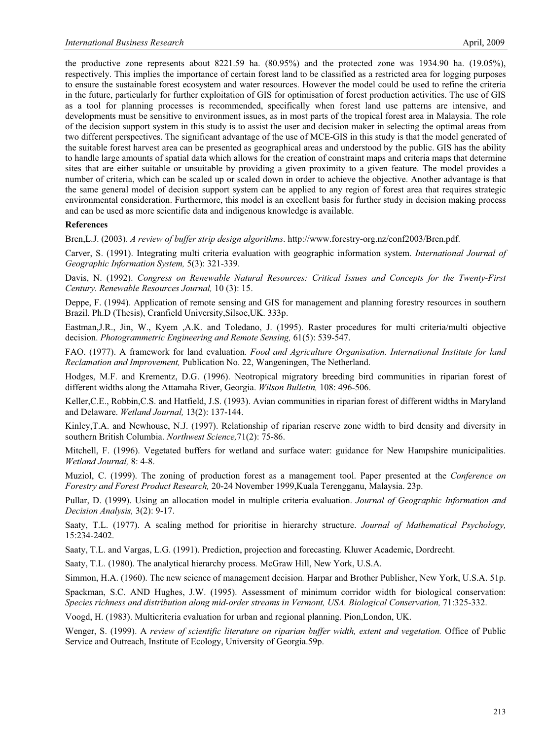the productive zone represents about 8221.59 ha. (80.95%) and the protected zone was 1934.90 ha. (19.05%), respectively. This implies the importance of certain forest land to be classified as a restricted area for logging purposes to ensure the sustainable forest ecosystem and water resources. However the model could be used to refine the criteria in the future, particularly for further exploitation of GIS for optimisation of forest production activities. The use of GIS as a tool for planning processes is recommended, specifically when forest land use patterns are intensive, and developments must be sensitive to environment issues, as in most parts of the tropical forest area in Malaysia. The role of the decision support system in this study is to assist the user and decision maker in selecting the optimal areas from two different perspectives. The significant advantage of the use of MCE-GIS in this study is that the model generated of the suitable forest harvest area can be presented as geographical areas and understood by the public. GIS has the ability to handle large amounts of spatial data which allows for the creation of constraint maps and criteria maps that determine sites that are either suitable or unsuitable by providing a given proximity to a given feature. The model provides a number of criteria, which can be scaled up or scaled down in order to achieve the objective. Another advantage is that the same general model of decision support system can be applied to any region of forest area that requires strategic environmental consideration. Furthermore, this model is an excellent basis for further study in decision making process and can be used as more scientific data and indigenous knowledge is available.

**References**

Bren,L.J. (2003). *A review of buffer strip design algorithms*. http://www.forestry-org.nz/conf2003/Bren.pdf.

Carver, S. (1991). Integrating multi criteria evaluation with geographic information system. *International Journal of Geographic Information System,* 5(3): 321-339.

Davis, N. (1992). *Congress on Renewable Natural Resources: Critical Issues and Concepts for the Twenty-First Century. Renewable Resources Journal,* 10 (3): 15.

Deppe, F. (1994). Application of remote sensing and GIS for management and planning forestry resources in southern Brazil. Ph.D (Thesis), Cranfield University,Silsoe,UK. 333p.

Eastman,J.R., Jin, W., Kyem ,A.K. and Toledano, J. (1995). Raster procedures for multi criteria/multi objective decision. *Photogrammetric Engineering and Remote Sensing,* 61(5): 539-547.

FAO. (1977). A framework for land evaluation. *Food and Agriculture Organisation. International Institute for land Reclamation and Improvement,* Publication No. 22, Wangeningen, The Netherland.

Hodges, M.F. and Krementz, D.G. (1996). Neotropical migratory breeding bird communities in riparian forest of different widths along the Attamaha River, Georgia. *Wilson Bulletin,* 108: 496-506.

Keller,C.E., Robbin,C.S. and Hatfield, J.S. (1993). Avian communities in riparian forest of different widths in Maryland and Delaware. *Wetland Journal,* 13(2): 137-144.

Kinley,T.A. and Newhouse, N.J. (1997). Relationship of riparian reserve zone width to bird density and diversity in southern British Columbia. *Northwest Science,*71(2): 75-86.

Mitchell, F. (1996). Vegetated buffers for wetland and surface water: guidance for New Hampshire municipalities. *Wetland Journal,* 8: 4-8.

Muziol, C. (1999). The zoning of production forest as a management tool. Paper presented at the *Conference on Forestry and Forest Product Research,* 20-24 November 1999,Kuala Terengganu, Malaysia. 23p.

Pullar, D. (1999). Using an allocation model in multiple criteria evaluation. *Journal of Geographic Information and Decision Analysis,* 3(2): 9-17.

Saaty, T.L. (1977). A scaling method for prioritise in hierarchy structure. *Journal of Mathematical Psychology,* 15:234-2402.

Saaty, T.L. and Vargas, L.G. (1991). Prediction, projection and forecasting*.* Kluwer Academic, Dordrecht.

Saaty, T.L. (1980). The analytical hierarchy process*.* McGraw Hill, New York, U.S.A.

Simmon, H.A. (1960). The new science of management decision*.* Harpar and Brother Publisher, New York, U.S.A. 51p.

Spackman, S.C. AND Hughes, J.W. (1995). Assessment of minimum corridor width for biological conservation: *Species richness and distribution along mid-order streams in Vermont, USA. Biological Conservation,* 71:325-332.

Voogd, H. (1983). Multicriteria evaluation for urban and regional planning. Pion,London, UK.

Wenger, S. (1999). A *review of scientific literature on riparian buffer width, extent and vegetation.* Office of Public Service and Outreach, Institute of Ecology, University of Georgia.59p.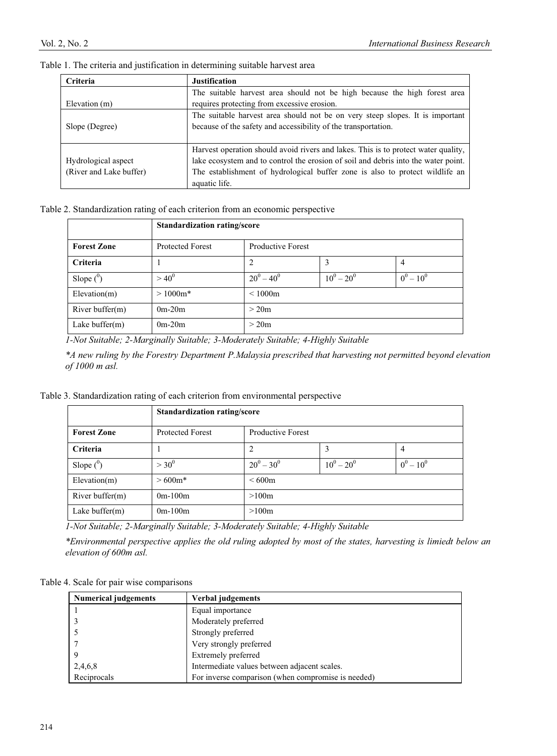Table 1. The criteria and justification in determining suitable harvest area

| Criteria | Justification |
|---|---|
| Elevation (m) | The suitable harvest area should not be high because the high forest area requires protecting from excessive erosion. |
| Slope (Degree) | The suitable harvest area should not be on very steep slopes. It is important because of the safety and accessibility of the transportation. |
| Hydrological aspect (River and Lake buffer) | Harvest operation should avoid rivers and lakes. This is to protect water quality, lake ecosystem and to control the erosion of soil and debris into the water point. The establishment of hydrological buffer zone is also to protect wildlife an aquatic life. |

Table 2. Standardization rating of each criterion from an economic perspective

| | Standardization rating/score | | | |
|---|---|---|---|---|
| **Forest Zone** | Protected Forest | Productive Forest | | |
| **Criteria** | 1 | 2 | 3 | 4 |
| Slope ($^0$) | > $40^0$ | $20^0 - 40^0$ | $10^0 - 20^0$ | $0^0 - 10^0$ |
| Elevation(m) | > 1000m* | < 1000m | | |
| River buffer(m) | 0m-20m | > 20m | | |
| Lake buffer(m) | 0m-20m | > 20m | | |

*1-Not Suitable; 2-Marginally Suitable; 3-Moderately Suitable; 4-Highly Suitable*

*\*A new ruling by the Forestry Department P.Malaysia prescribed that harvesting not permitted beyond elevation of 1000 m asl.*

Table 3. Standardization rating of each criterion from environmental perspective

| | Standardization rating/score | | | |
|---|---|---|---|---|
| **Forest Zone** | Protected Forest | Productive Forest | | |
| **Criteria** | 1 | 2 | 3 | 4 |
| Slope ($^0$) | > $30^0$ | $20^0 - 30^0$ | $10^0 - 20^0$ | $0^0 - 10^0$ |
| Elevation(m) | > 600m* | < 600m | | |
| River buffer(m) | 0m-100m | >100m | | |
| Lake buffer(m) | 0m-100m | >100m | | |

*1-Not Suitable; 2-Marginally Suitable; 3-Moderately Suitable; 4-Highly Suitable*

*\*Environmental perspective applies the old ruling adopted by most of the states, harvesting is limiedt below an elevation of 600m asl.*

Table 4. Scale for pair wise comparisons

| Numerical judgements | Verbal judgements |
|---|---|
| 1 | Equal importance |
| 3 | Moderately preferred |
| 5 | Strongly preferred |
| 7 | Very strongly preferred |
| 9 | Extremely preferred |
| 2,4,6,8 | Intermediate values between adjacent scales. |
| Reciprocals | For inverse comparison (when compromise is needed) |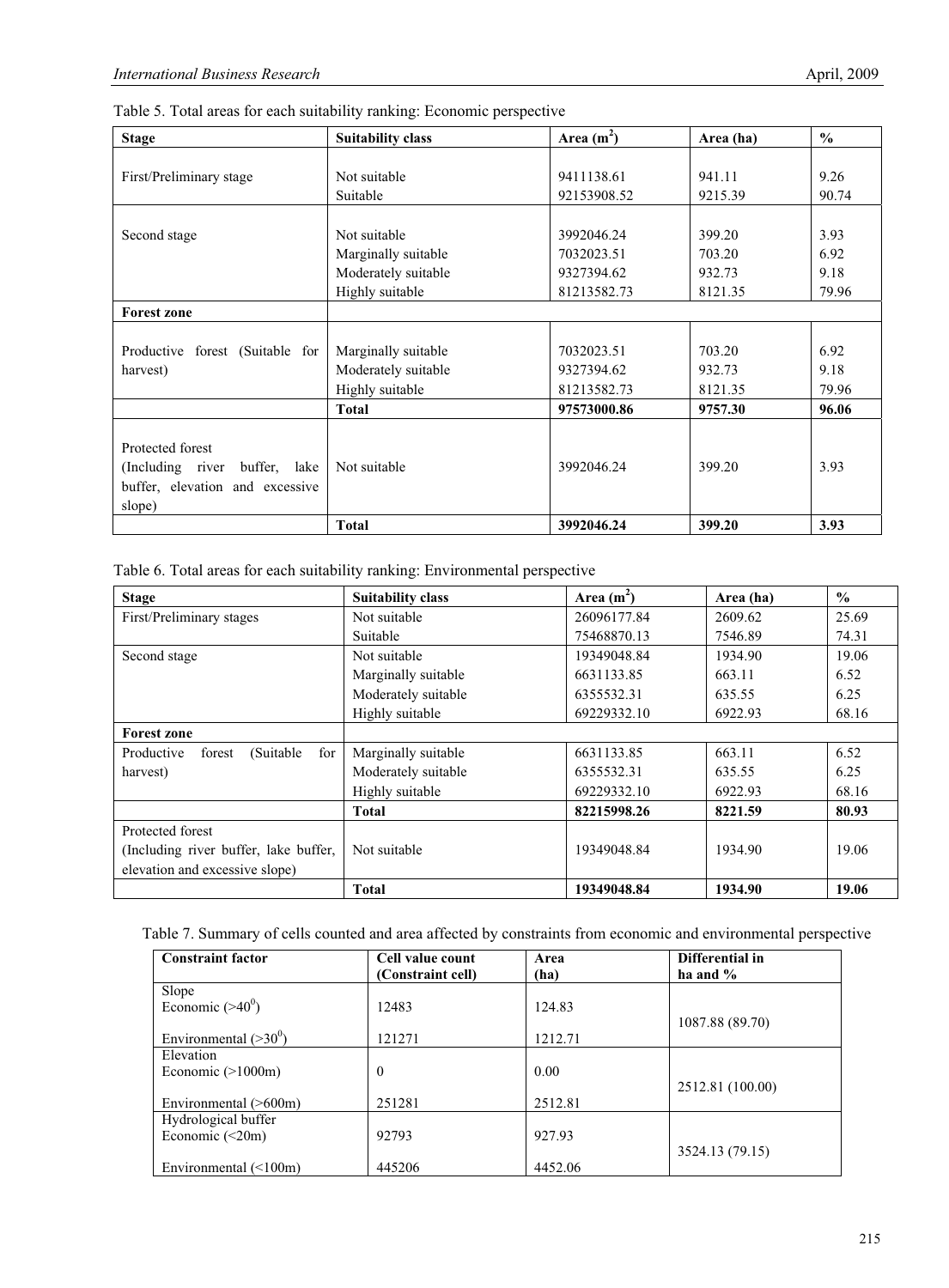Table 5. Total areas for each suitability ranking: Economic perspective

| Stage | Suitability class | Area ($m^2$) | Area (ha) | % |
|---|---|---|---|---|
| First/Preliminary stage | Not suitable | 9411138.61 | 941.11 | 9.26 |
| | Suitable | 92153908.52 | 9215.39 | 90.74 |
| Second stage | Not suitable | 3992046.24 | 399.20 | 3.93 |
| | Marginally suitable | 7032023.51 | 703.20 | 6.92 |
| | Moderately suitable | 9327394.62 | 932.73 | 9.18 |
| | Highly suitable | 81213582.73 | 8121.35 | 79.96 |
| **Forest zone** | | | | |
| Productive forest (Suitable for harvest) | Marginally suitable | 7032023.51 | 703.20 | 6.92 |
| | Moderately suitable | 9327394.62 | 932.73 | 9.18 |
| | Highly suitable | 81213582.73 | 8121.35 | 79.96 |
| | **Total** | **97573000.86** | **9757.30** | **96.06** |
| Protected forest (Including river buffer, lake buffer, elevation and excessive slope) | Not suitable | 3992046.24 | 399.20 | 3.93 |
| | **Total** | **3992046.24** | **399.20** | **3.93** |

Table 6. Total areas for each suitability ranking: Environmental perspective

| Stage | Suitability class | Area ($m^2$) | Area (ha) | % |
|---|---|---|---|---|
| First/Preliminary stages | Not suitable | 26096177.84 | 2609.62 | 25.69 |
| | Suitable | 75468870.13 | 7546.89 | 74.31 |
| Second stage | Not suitable | 19349048.84 | 1934.90 | 19.06 |
| | Marginally suitable | 6631133.85 | 663.11 | 6.52 |
| | Moderately suitable | 6355532.31 | 635.55 | 6.25 |
| | Highly suitable | 69229332.10 | 6922.93 | 68.16 |
| **Forest zone** | | | | |
| Productive forest (Suitable for harvest) | Marginally suitable | 6631133.85 | 663.11 | 6.52 |
| | Moderately suitable | 6355532.31 | 635.55 | 6.25 |
| | Highly suitable | 69229332.10 | 6922.93 | 68.16 |
| | **Total** | **82215998.26** | **8221.59** | **80.93** |
| Protected forest (Including river buffer, lake buffer, elevation and excessive slope) | Not suitable | 19349048.84 | 1934.90 | 19.06 |
| | **Total** | **19349048.84** | **1934.90** | **19.06** |

Table 7. Summary of cells counted and area affected by constraints from economic and environmental perspective

| Constraint factor | Cell value count (Constraint cell) | Area (ha) | Differential in ha and % |
|---|---|---|---|
| Slope | | | |
| Economic (>$40^0$) | 12483 | 124.83 | 1087.88 (89.70) |
| Environmental (>$30^0$) | 121271 | 1212.71 | |
| Elevation | | | |
| Economic (>1000m) | 0 | 0.00 | 2512.81 (100.00) |
| Environmental (>600m) | 251281 | 2512.81 | |
| Hydrological buffer | | | |
| Economic (<20m) | 92793 | 927.93 | 3524.13 (79.15) |
| Environmental (<100m) | 445206 | 4452.06 | |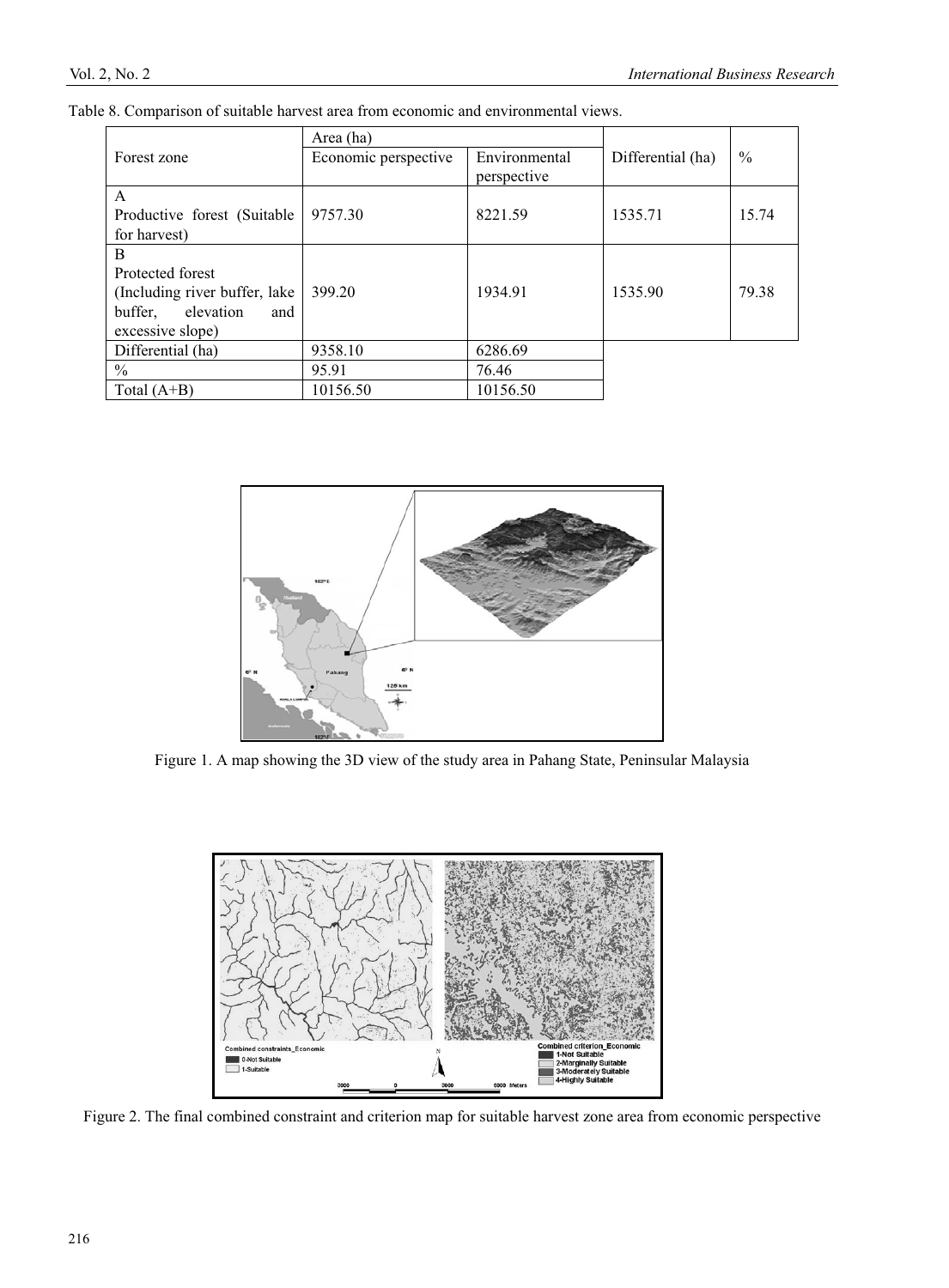Table 8. Comparison of suitable harvest area from economic and environmental views.

| Forest zone | Area (ha) | | Differential (ha) | % |
|---|---|---|---|---|
| | Economic perspective | Environmental perspective | | |
| A<br>Productive forest (Suitable for harvest) | 9757.30 | 8221.59 | 1535.71 | 15.74 |
| B<br>Protected forest<br>(Including river buffer, lake buffer, elevation and excessive slope) | 399.20 | 1934.91 | 1535.90 | 79.38 |
| Differential (ha) | 9358.10 | 6286.69 | | |
| % | 95.91 | 76.46 | | |
| Total (A+B) | 10156.50 | 10156.50 | | |

Figure 1. A map showing the 3D view of the study area in Pahang State, Peninsular Malaysia

Figure 2. The final combined constraint and criterion map for suitable harvest zone area from economic perspective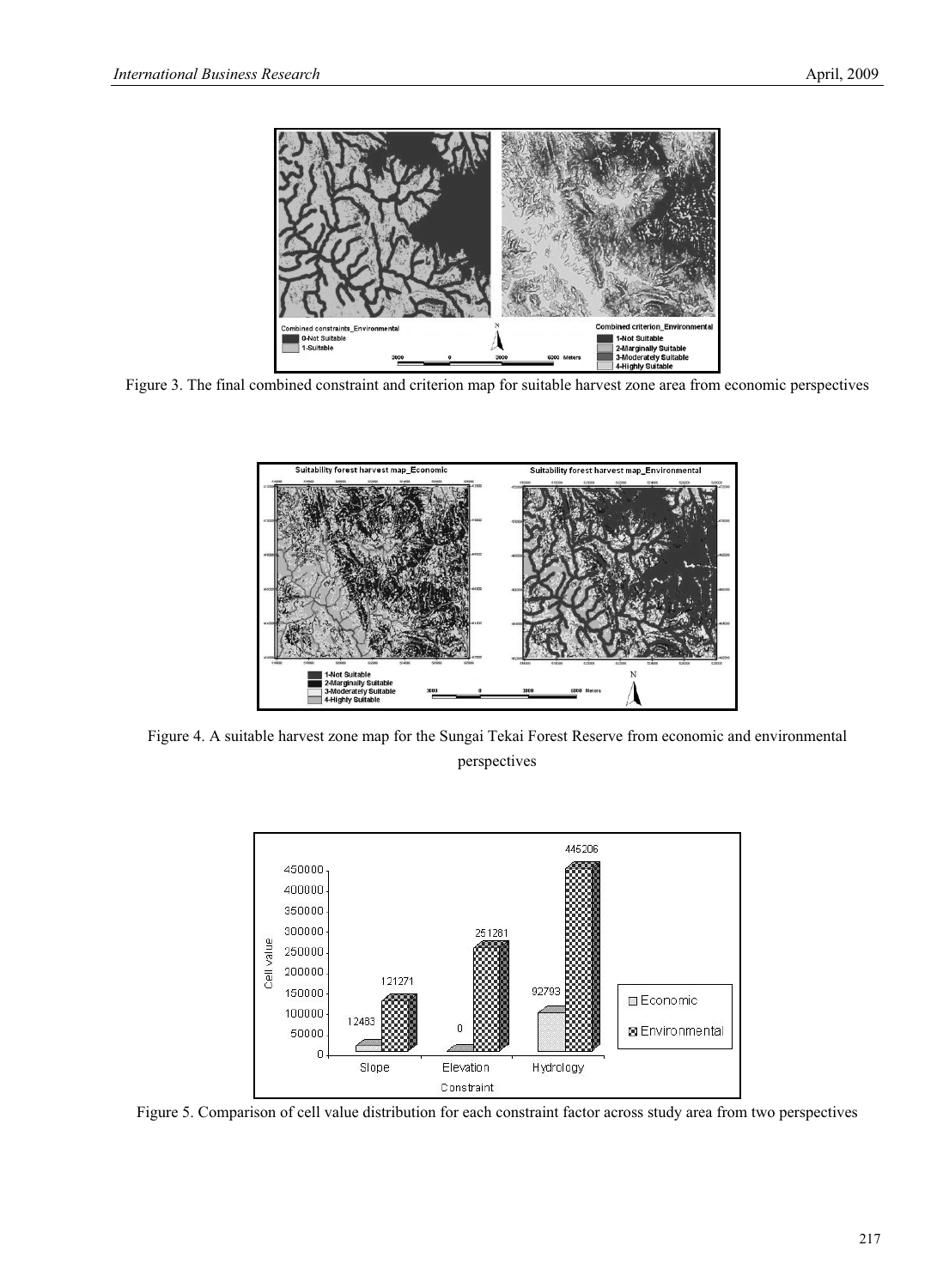Combined constraints_Environmental

0-Not Suitable

1-Suitable

Combined criterion_Environmental

1-Not Suitable

2-Marginally Suitable

3-Moderately Suitable

4-Highly Suitable

3000 0 3000 6000 Meters

Figure 3. The final combined constraint and criterion map for suitable harvest zone area from economic perspectives

Suitability forest harvest map_Economic

Suitability forest harvest map_Environmental

1-Not Suitable

2-Marginally Suitable

3-Moderately Suitable

4-Highly Suitable

3000 0 3000 6000 Meters

Figure 4. A suitable harvest zone map for the Sungai Tekai Forest Reserve from economic and environmental perspectives

Cell value

450000

400000

350000

300000

250000

200000

150000

100000

50000

0

12483

121271

0

251281

92793

445206

Slope

Elevation

Hydrology

Constraint

Economic

Environmental

Figure 5. Comparison of cell value distribution for each constraint factor across study area from two perspectives